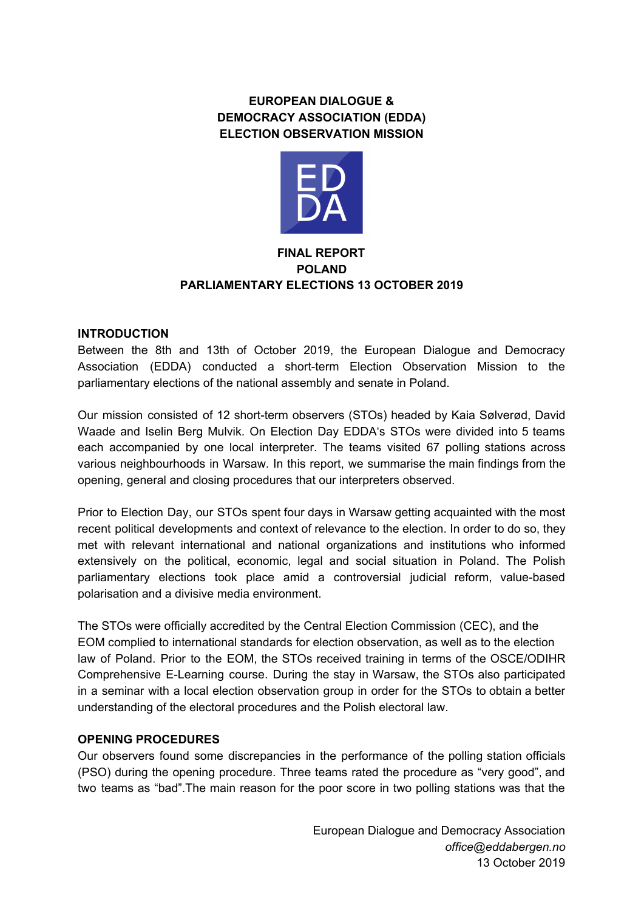**EUROPEAN DIALOGUE &**
**DEMOCRACY ASSOCIATION (EDDA)**
**ELECTION OBSERVATION MISSION**

**FINAL REPORT**
**POLAND**
**PARLIAMENTARY ELECTIONS 13 OCTOBER 2019**

## INTRODUCTION

Between the 8th and 13th of October 2019, the European Dialogue and Democracy Association (EDDA) conducted a short-term Election Observation Mission to the parliamentary elections of the national assembly and senate in Poland.

Our mission consisted of 12 short-term observers (STOs) headed by Kaia Sølverød, David Waade and Iselin Berg Mulvik. On Election Day EDDA's STOs were divided into 5 teams each accompanied by one local interpreter. The teams visited 67 polling stations across various neighbourhoods in Warsaw. In this report, we summarise the main findings from the opening, general and closing procedures that our interpreters observed.

Prior to Election Day, our STOs spent four days in Warsaw getting acquainted with the most recent political developments and context of relevance to the election. In order to do so, they met with relevant international and national organizations and institutions who informed extensively on the political, economic, legal and social situation in Poland. The Polish parliamentary elections took place amid a controversial judicial reform, value-based polarisation and a divisive media environment.

The STOs were officially accredited by the Central Election Commission (CEC), and the EOM complied to international standards for election observation, as well as to the election law of Poland. Prior to the EOM, the STOs received training in terms of the OSCE/ODIHR Comprehensive E-Learning course. During the stay in Warsaw, the STOs also participated in a seminar with a local election observation group in order for the STOs to obtain a better understanding of the electoral procedures and the Polish electoral law.

## OPENING PROCEDURES

Our observers found some discrepancies in the performance of the polling station officials (PSO) during the opening procedure. Three teams rated the procedure as "very good", and two teams as "bad".The main reason for the poor score in two polling stations was that the

European Dialogue and Democracy Association
*office@eddabergen.no*
13 October 2019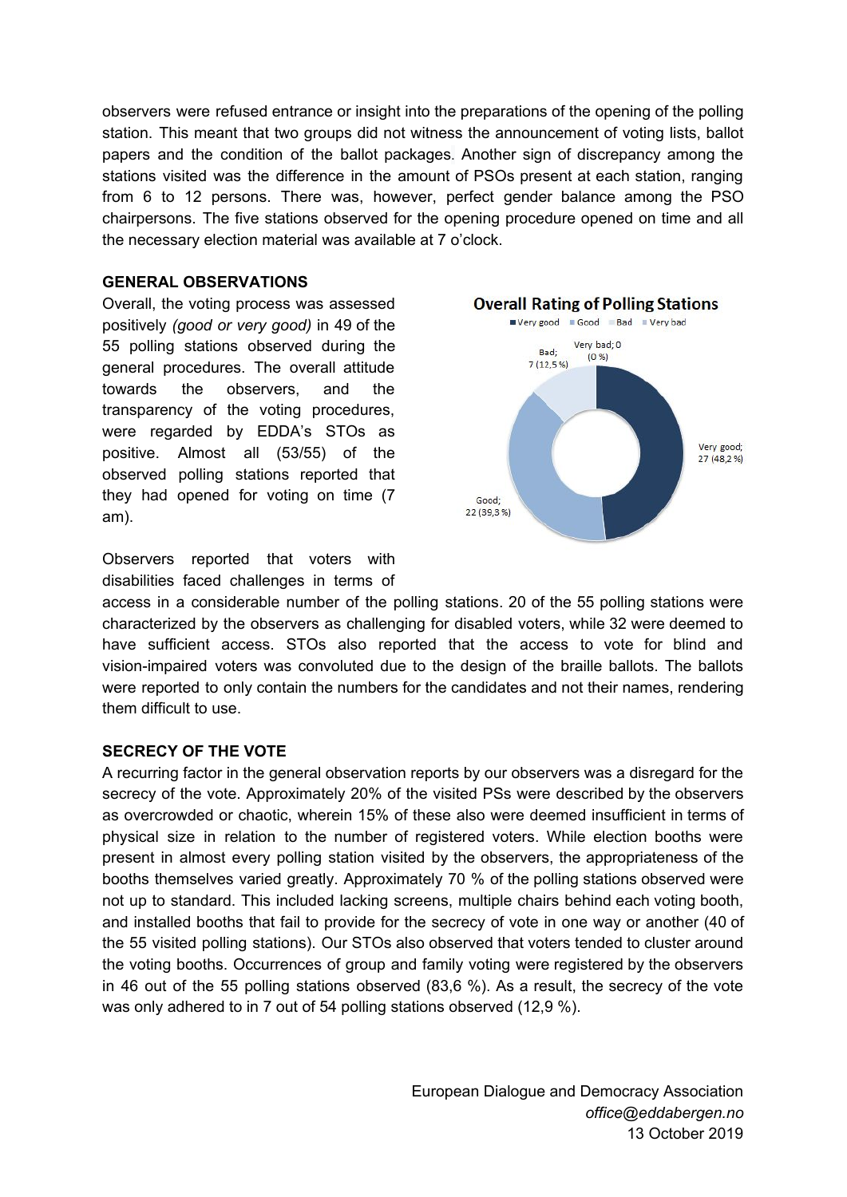observers were refused entrance or insight into the preparations of the opening of the polling station. This meant that two groups did not witness the announcement of voting lists, ballot papers and the condition of the ballot packages. Another sign of discrepancy among the stations visited was the difference in the amount of PSOs present at each station, ranging from 6 to 12 persons. There was, however, perfect gender balance among the PSO chairpersons. The five stations observed for the opening procedure opened on time and all the necessary election material was available at 7 o'clock.

**GENERAL OBSERVATIONS**

Overall, the voting process was assessed positively *(good or very good)* in 49 of the 55 polling stations observed during the general procedures. The overall attitude towards the observers, and the transparency of the voting procedures, were regarded by EDDA's STOs as positive. Almost all (53/55) of the observed polling stations reported that they had opened for voting on time (7 am).

**Overall Rating of Polling Stations**

| Rating | Number (%) |
| --- | --- |
| Very good | 27 (48,2 %) |
| Good | 22 (39,3 %) |
| Bad | 7 (12,5 %) |
| Very bad | 0 (0 %) |

Observers reported that voters with disabilities faced challenges in terms of access in a considerable number of the polling stations. 20 of the 55 polling stations were characterized by the observers as challenging for disabled voters, while 32 were deemed to have sufficient access. STOs also reported that the access to vote for blind and vision-impaired voters was convoluted due to the design of the braille ballots. The ballots were reported to only contain the numbers for the candidates and not their names, rendering them difficult to use.

**SECRECY OF THE VOTE**

A recurring factor in the general observation reports by our observers was a disregard for the secrecy of the vote. Approximately 20% of the visited PSs were described by the observers as overcrowded or chaotic, wherein 15% of these also were deemed insufficient in terms of physical size in relation to the number of registered voters. While election booths were present in almost every polling station visited by the observers, the appropriateness of the booths themselves varied greatly. Approximately 70 % of the polling stations observed were not up to standard. This included lacking screens, multiple chairs behind each voting booth, and installed booths that fail to provide for the secrecy of vote in one way or another (40 of the 55 visited polling stations). Our STOs also observed that voters tended to cluster around the voting booths. Occurrences of group and family voting were registered by the observers in 46 out of the 55 polling stations observed (83,6 %). As a result, the secrecy of the vote was only adhered to in 7 out of 54 polling stations observed (12,9 %).

European Dialogue and Democracy Association
*office@eddabergen.no*
13 October 2019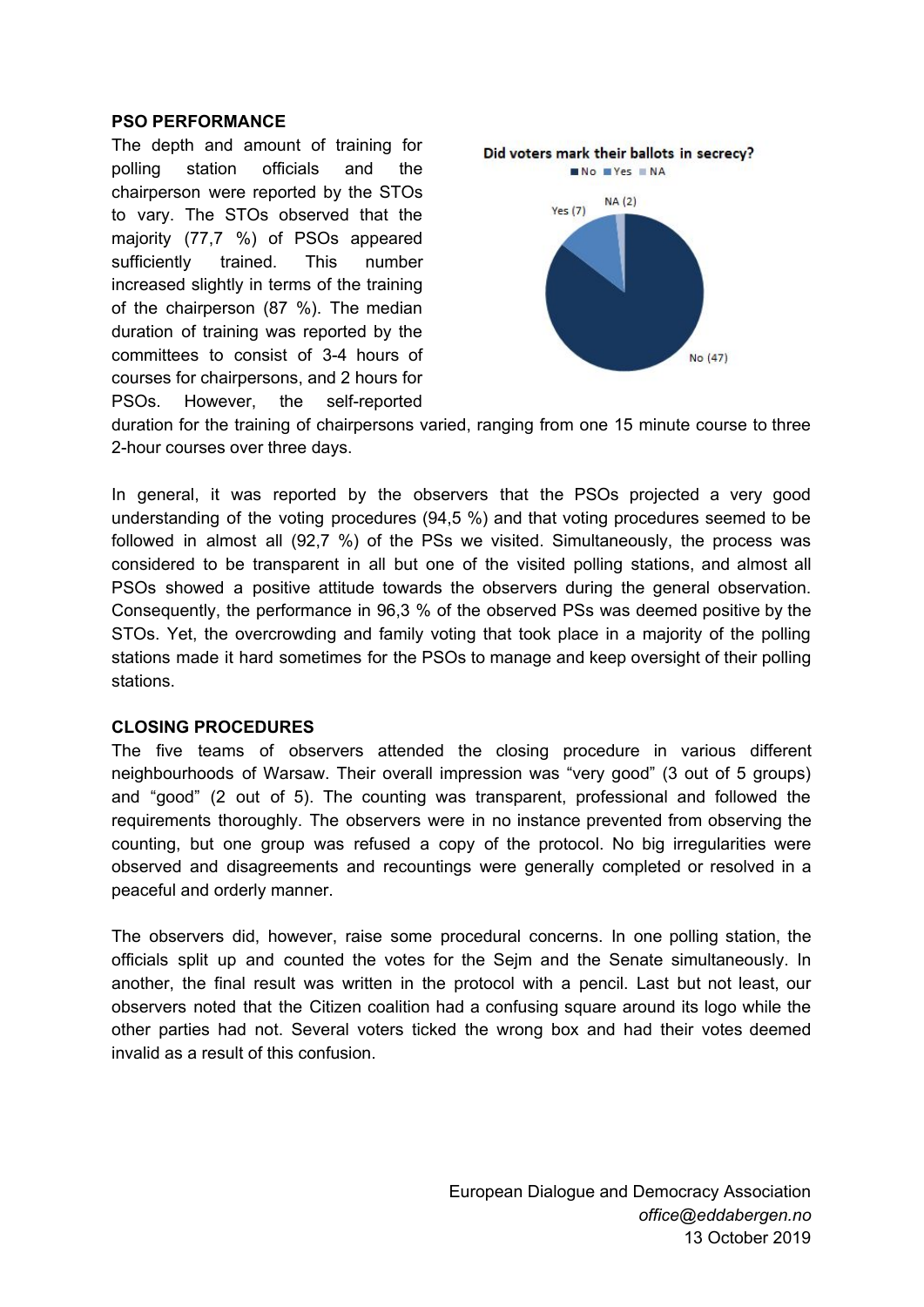**PSO PERFORMANCE**

The depth and amount of training for polling station officials and the chairperson were reported by the STOs to vary. The STOs observed that the majority (77,7 %) of PSOs appeared sufficiently trained. This number increased slightly in terms of the training of the chairperson (87 %). The median duration of training was reported by the committees to consist of 3-4 hours of courses for chairpersons, and 2 hours for PSOs. However, the self-reported duration for the training of chairpersons varied, ranging from one 15 minute course to three 2-hour courses over three days.

Did voters mark their ballots in secrecy?

No (47), Yes (7), NA (2)

In general, it was reported by the observers that the PSOs projected a very good understanding of the voting procedures (94,5 %) and that voting procedures seemed to be followed in almost all (92,7 %) of the PSs we visited. Simultaneously, the process was considered to be transparent in all but one of the visited polling stations, and almost all PSOs showed a positive attitude towards the observers during the general observation. Consequently, the performance in 96,3 % of the observed PSs was deemed positive by the STOs. Yet, the overcrowding and family voting that took place in a majority of the polling stations made it hard sometimes for the PSOs to manage and keep oversight of their polling stations.

**CLOSING PROCEDURES**

The five teams of observers attended the closing procedure in various different neighbourhoods of Warsaw. Their overall impression was "very good" (3 out of 5 groups) and "good" (2 out of 5). The counting was transparent, professional and followed the requirements thoroughly. The observers were in no instance prevented from observing the counting, but one group was refused a copy of the protocol. No big irregularities were observed and disagreements and recountings were generally completed or resolved in a peaceful and orderly manner.

The observers did, however, raise some procedural concerns. In one polling station, the officials split up and counted the votes for the Sejm and the Senate simultaneously. In another, the final result was written in the protocol with a pencil. Last but not least, our observers noted that the Citizen coalition had a confusing square around its logo while the other parties had not. Several voters ticked the wrong box and had their votes deemed invalid as a result of this confusion.

European Dialogue and Democracy Association
*office@eddabergen.no*
13 October 2019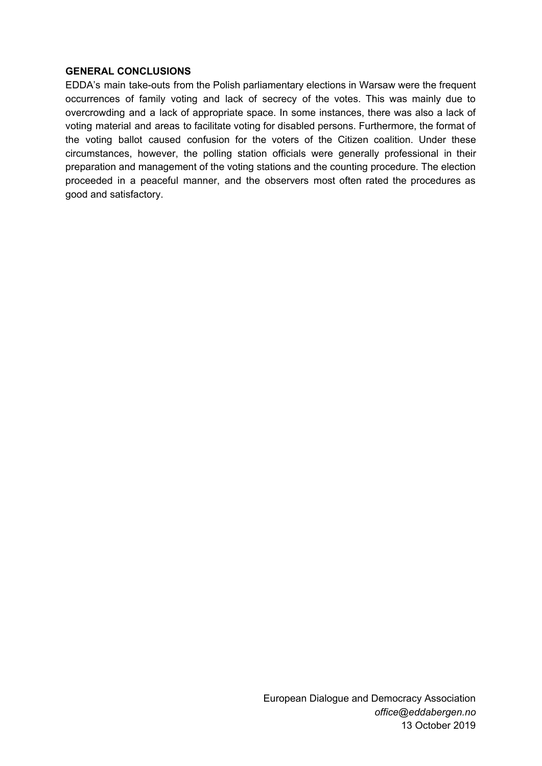## GENERAL CONCLUSIONS

EDDA's main take-outs from the Polish parliamentary elections in Warsaw were the frequent occurrences of family voting and lack of secrecy of the votes. This was mainly due to overcrowding and a lack of appropriate space. In some instances, there was also a lack of voting material and areas to facilitate voting for disabled persons. Furthermore, the format of the voting ballot caused confusion for the voters of the Citizen coalition. Under these circumstances, however, the polling station officials were generally professional in their preparation and management of the voting stations and the counting procedure. The election proceeded in a peaceful manner, and the observers most often rated the procedures as good and satisfactory.

European Dialogue and Democracy Association
*office@eddabergen.no*
13 October 2019